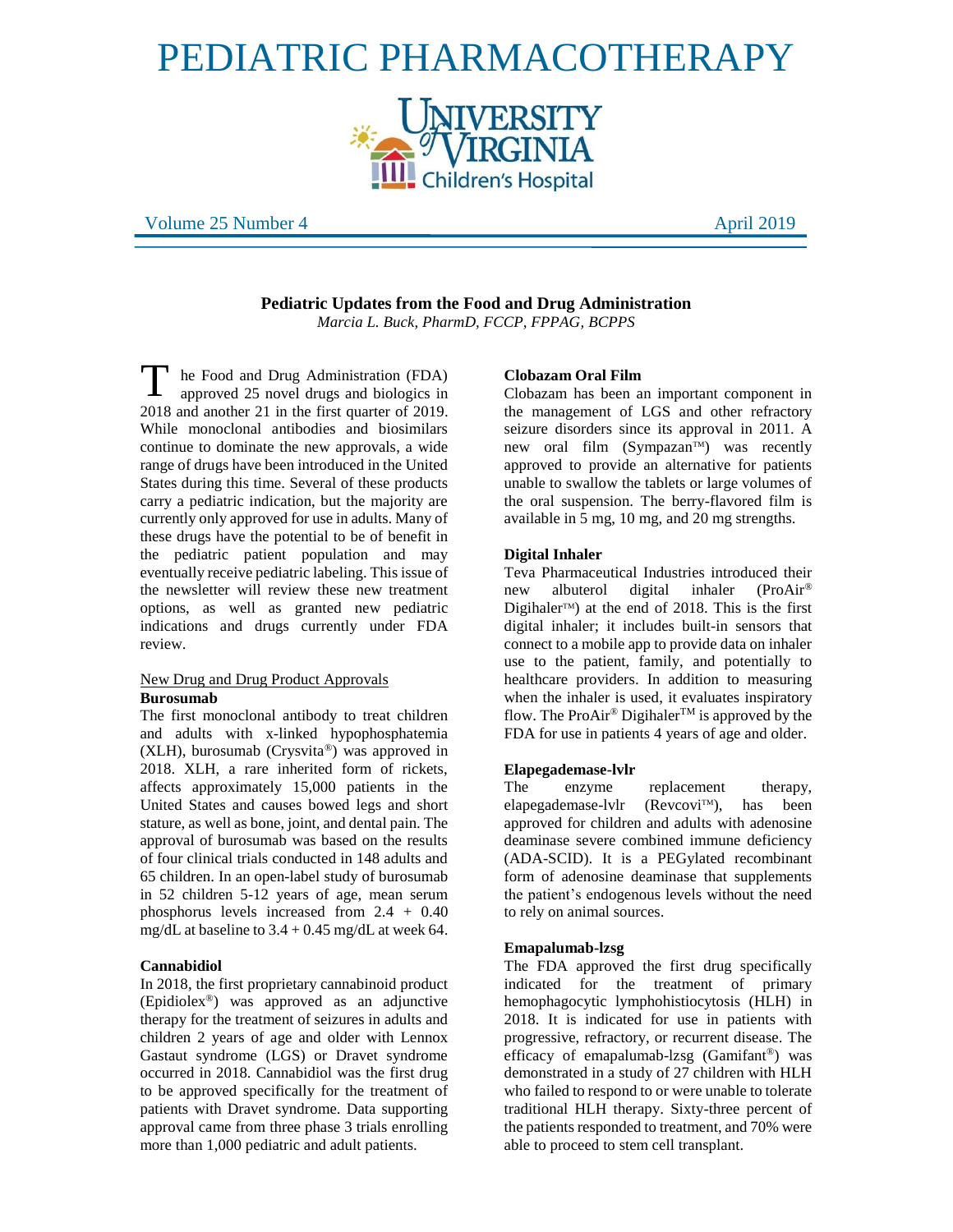# PEDIATRIC PHARMACOTHERAPY

University of Virginia Children's Hospital

Volume 25 Number 4 April 2019

## Pediatric Updates from the Food and Drug Administration

*Marcia L. Buck, PharmD, FCCP, FPPAG, BCPPS*

The Food and Drug Administration (FDA) approved 25 novel drugs and biologics in 2018 and another 21 in the first quarter of 2019. While monoclonal antibodies and biosimilars continue to dominate the new approvals, a wide range of drugs have been introduced in the United States during this time. Several of these products carry a pediatric indication, but the majority are currently only approved for use in adults. Many of these drugs have the potential to be of benefit in the pediatric patient population and may eventually receive pediatric labeling. This issue of the newsletter will review these new treatment options, as well as granted new pediatric indications and drugs currently under FDA review.

### New Drug and Drug Product Approvals

**Burosumab**

The first monoclonal antibody to treat children and adults with x-linked hypophosphatemia (XLH), burosumab (Crysvita®) was approved in 2018. XLH, a rare inherited form of rickets, affects approximately 15,000 patients in the United States and causes bowed legs and short stature, as well as bone, joint, and dental pain. The approval of burosumab was based on the results of four clinical trials conducted in 148 adults and 65 children. In an open-label study of burosumab in 52 children 5-12 years of age, mean serum phosphorus levels increased from 2.4 + 0.40 mg/dL at baseline to 3.4 + 0.45 mg/dL at week 64.

**Cannabidiol**

In 2018, the first proprietary cannabinoid product (Epidiolex®) was approved as an adjunctive therapy for the treatment of seizures in adults and children 2 years of age and older with Lennox Gastaut syndrome (LGS) or Dravet syndrome occurred in 2018. Cannabidiol was the first drug to be approved specifically for the treatment of patients with Dravet syndrome. Data supporting approval came from three phase 3 trials enrolling more than 1,000 pediatric and adult patients.

**Clobazam Oral Film**

Clobazam has been an important component in the management of LGS and other refractory seizure disorders since its approval in 2011. A new oral film (Sympazan™) was recently approved to provide an alternative for patients unable to swallow the tablets or large volumes of the oral suspension. The berry-flavored film is available in 5 mg, 10 mg, and 20 mg strengths.

**Digital Inhaler**

Teva Pharmaceutical Industries introduced their new albuterol digital inhaler (ProAir® Digihaler™) at the end of 2018. This is the first digital inhaler; it includes built-in sensors that connect to a mobile app to provide data on inhaler use to the patient, family, and potentially to healthcare providers. In addition to measuring when the inhaler is used, it evaluates inspiratory flow. The ProAir® Digihaler™ is approved by the FDA for use in patients 4 years of age and older.

**Elapegademase-lvlr**

The enzyme replacement therapy, elapegademase-lvlr (Revcovi™), has been approved for children and adults with adenosine deaminase severe combined immune deficiency (ADA-SCID). It is a PEGylated recombinant form of adenosine deaminase that supplements the patient's endogenous levels without the need to rely on animal sources.

**Emapalumab-lzsg**

The FDA approved the first drug specifically indicated for the treatment of primary hemophagocytic lymphohistiocytosis (HLH) in 2018. It is indicated for use in patients with progressive, refractory, or recurrent disease. The efficacy of emapalumab-lzsg (Gamifant®) was demonstrated in a study of 27 children with HLH who failed to respond to or were unable to tolerate traditional HLH therapy. Sixty-three percent of the patients responded to treatment, and 70% were able to proceed to stem cell transplant.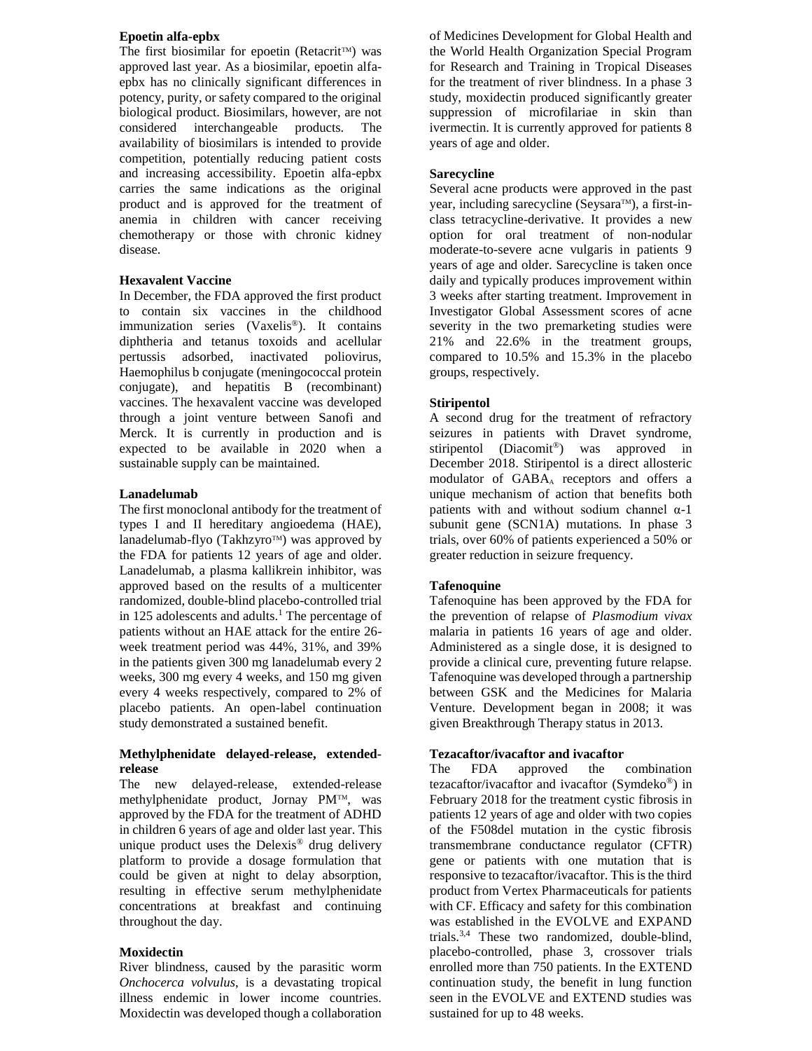### Epoetin alfa-epbx

The first biosimilar for epoetin (Retacrit™) was approved last year. As a biosimilar, epoetin alfa-epbx has no clinically significant differences in potency, purity, or safety compared to the original biological product. Biosimilars, however, are not considered interchangeable products. The availability of biosimilars is intended to provide competition, potentially reducing patient costs and increasing accessibility. Epoetin alfa-epbx carries the same indications as the original product and is approved for the treatment of anemia in children with cancer receiving chemotherapy or those with chronic kidney disease.

### Hexavalent Vaccine

In December, the FDA approved the first product to contain six vaccines in the childhood immunization series (Vaxelis®). It contains diphtheria and tetanus toxoids and acellular pertussis adsorbed, inactivated poliovirus, Haemophilus b conjugate (meningococcal protein conjugate), and hepatitis B (recombinant) vaccines. The hexavalent vaccine was developed through a joint venture between Sanofi and Merck. It is currently in production and is expected to be available in 2020 when a sustainable supply can be maintained.

### Lanadelumab

The first monoclonal antibody for the treatment of types I and II hereditary angioedema (HAE), lanadelumab-flyo (Takhzyro™) was approved by the FDA for patients 12 years of age and older. Lanadelumab, a plasma kallikrein inhibitor, was approved based on the results of a multicenter randomized, double-blind placebo-controlled trial in 125 adolescents and adults.[1] The percentage of patients without an HAE attack for the entire 26-week treatment period was 44%, 31%, and 39% in the patients given 300 mg lanadelumab every 2 weeks, 300 mg every 4 weeks, and 150 mg given every 4 weeks respectively, compared to 2% of placebo patients. An open-label continuation study demonstrated a sustained benefit.

### Methylphenidate delayed-release, extended-release

The new delayed-release, extended-release methylphenidate product, Jornay PM™, was approved by the FDA for the treatment of ADHD in children 6 years of age and older last year. This unique product uses the Delexis® drug delivery platform to provide a dosage formulation that could be given at night to delay absorption, resulting in effective serum methylphenidate concentrations at breakfast and continuing throughout the day.

### Moxidectin

River blindness, caused by the parasitic worm *Onchocerca volvulus*, is a devastating tropical illness endemic in lower income countries. Moxidectin was developed though a collaboration of Medicines Development for Global Health and the World Health Organization Special Program for Research and Training in Tropical Diseases for the treatment of river blindness. In a phase 3 study, moxidectin produced significantly greater suppression of microfilariae in skin than ivermectin. It is currently approved for patients 8 years of age and older.

### Sarecycline

Several acne products were approved in the past year, including sarecycline (Seysara™), a first-in-class tetracycline-derivative. It provides a new option for oral treatment of non-nodular moderate-to-severe acne vulgaris in patients 9 years of age and older. Sarecycline is taken once daily and typically produces improvement within 3 weeks after starting treatment. Improvement in Investigator Global Assessment scores of acne severity in the two premarketing studies were 21% and 22.6% in the treatment groups, compared to 10.5% and 15.3% in the placebo groups, respectively.

### Stiripentol

A second drug for the treatment of refractory seizures in patients with Dravet syndrome, stiripentol (Diacomit®) was approved in December 2018. Stiripentol is a direct allosteric modulator of $GABA_A$ receptors and offers a unique mechanism of action that benefits both patients with and without sodium channel α-1 subunit gene (SCN1A) mutations. In phase 3 trials, over 60% of patients experienced a 50% or greater reduction in seizure frequency.

### Tafenoquine

Tafenoquine has been approved by the FDA for the prevention of relapse of *Plasmodium vivax* malaria in patients 16 years of age and older. Administered as a single dose, it is designed to provide a clinical cure, preventing future relapse. Tafenoquine was developed through a partnership between GSK and the Medicines for Malaria Venture. Development began in 2008; it was given Breakthrough Therapy status in 2013.

### Tezacaftor/ivacaftor and ivacaftor

The FDA approved the combination tezacaftor/ivacaftor and ivacaftor (Symdeko®) in February 2018 for the treatment cystic fibrosis in patients 12 years of age and older with two copies of the F508del mutation in the cystic fibrosis transmembrane conductance regulator (CFTR) gene or patients with one mutation that is responsive to tezacaftor/ivacaftor. This is the third product from Vertex Pharmaceuticals for patients with CF. Efficacy and safety for this combination was established in the EVOLVE and EXPAND trials.[3,4] These two randomized, double-blind, placebo-controlled, phase 3, crossover trials enrolled more than 750 patients. In the EXTEND continuation study, the benefit in lung function seen in the EVOLVE and EXTEND studies was sustained for up to 48 weeks.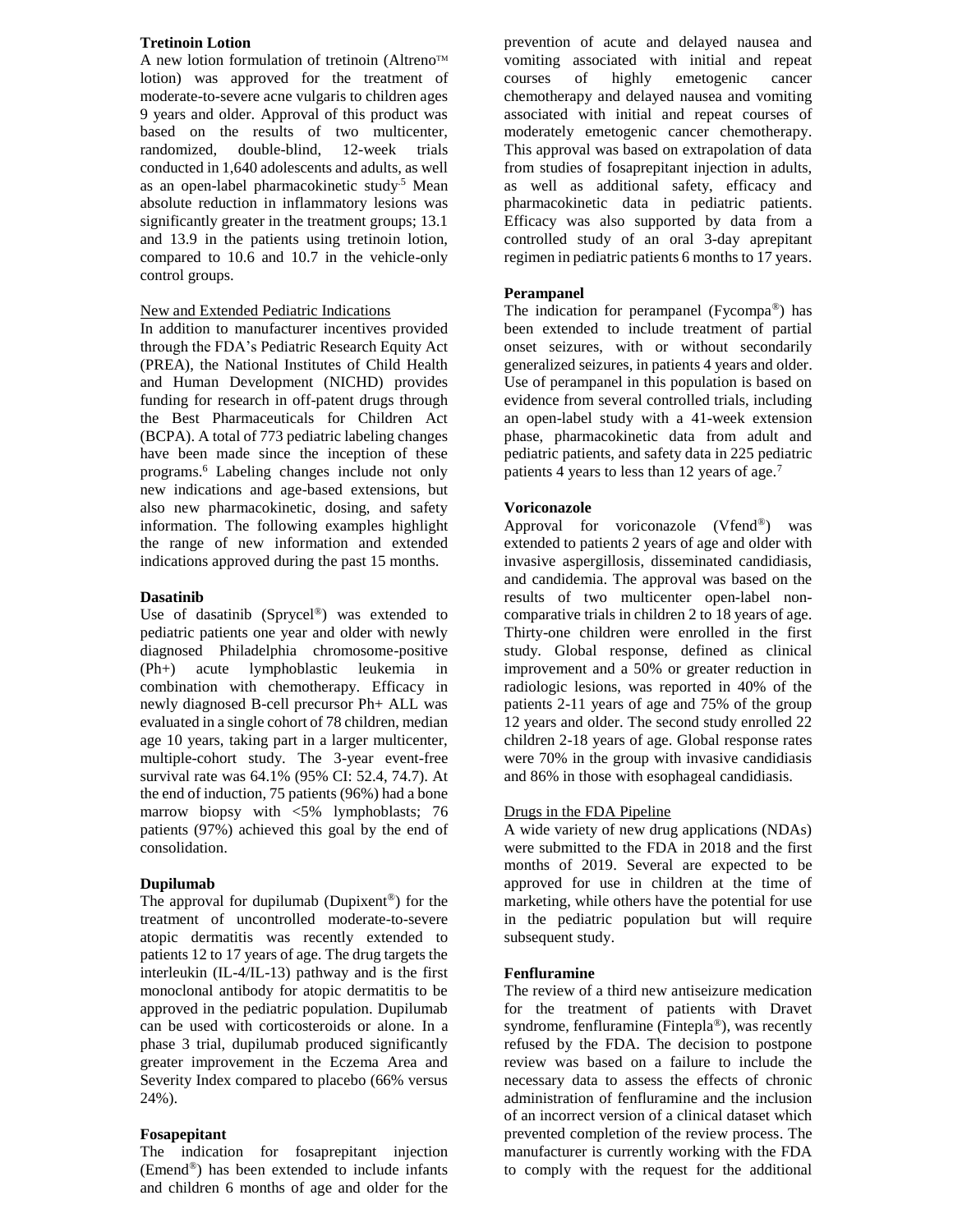### Tretinoin Lotion

A new lotion formulation of tretinoin (Altreno™ lotion) was approved for the treatment of moderate-to-severe acne vulgaris to children ages 9 years and older. Approval of this product was based on the results of two multicenter, randomized, double-blind, 12-week trials conducted in 1,640 adolescents and adults, as well as an open-label pharmacokinetic study.[5] Mean absolute reduction in inflammatory lesions was significantly greater in the treatment groups; 13.1 and 13.9 in the patients using tretinoin lotion, compared to 10.6 and 10.7 in the vehicle-only control groups.

## New and Extended Pediatric Indications

In addition to manufacturer incentives provided through the FDA's Pediatric Research Equity Act (PREA), the National Institutes of Child Health and Human Development (NICHD) provides funding for research in off-patent drugs through the Best Pharmaceuticals for Children Act (BCPA). A total of 773 pediatric labeling changes have been made since the inception of these programs.[6] Labeling changes include not only new indications and age-based extensions, but also new pharmacokinetic, dosing, and safety information. The following examples highlight the range of new information and extended indications approved during the past 15 months.

### Dasatinib

Use of dasatinib (Sprycel®) was extended to pediatric patients one year and older with newly diagnosed Philadelphia chromosome-positive (Ph+) acute lymphoblastic leukemia in combination with chemotherapy. Efficacy in newly diagnosed B-cell precursor Ph+ ALL was evaluated in a single cohort of 78 children, median age 10 years, taking part in a larger multicenter, multiple-cohort study. The 3-year event-free survival rate was 64.1% (95% CI: 52.4, 74.7). At the end of induction, 75 patients (96%) had a bone marrow biopsy with <5% lymphoblasts; 76 patients (97%) achieved this goal by the end of consolidation.

### Dupilumab

The approval for dupilumab (Dupixent®) for the treatment of uncontrolled moderate-to-severe atopic dermatitis was recently extended to patients 12 to 17 years of age. The drug targets the interleukin (IL-4/IL-13) pathway and is the first monoclonal antibody for atopic dermatitis to be approved in the pediatric population. Dupilumab can be used with corticosteroids or alone. In a phase 3 trial, dupilumab produced significantly greater improvement in the Eczema Area and Severity Index compared to placebo (66% versus 24%).

### Fosapepitant

The indication for fosaprepitant injection (Emend®) has been extended to include infants and children 6 months of age and older for the prevention of acute and delayed nausea and vomiting associated with initial and repeat courses of highly emetogenic cancer chemotherapy and delayed nausea and vomiting associated with initial and repeat courses of moderately emetogenic cancer chemotherapy. This approval was based on extrapolation of data from studies of fosaprepitant injection in adults, as well as additional safety, efficacy and pharmacokinetic data in pediatric patients. Efficacy was also supported by data from a controlled study of an oral 3-day aprepitant regimen in pediatric patients 6 months to 17 years.

### Perampanel

The indication for perampanel (Fycompa®) has been extended to include treatment of partial onset seizures, with or without secondarily generalized seizures, in patients 4 years and older. Use of perampanel in this population is based on evidence from several controlled trials, including an open-label study with a 41-week extension phase, pharmacokinetic data from adult and pediatric patients, and safety data in 225 pediatric patients 4 years to less than 12 years of age.[7]

### Voriconazole

Approval for voriconazole (Vfend®) was extended to patients 2 years of age and older with invasive aspergillosis, disseminated candidiasis, and candidemia. The approval was based on the results of two multicenter open-label non-comparative trials in children 2 to 18 years of age. Thirty-one children were enrolled in the first study. Global response, defined as clinical improvement and a 50% or greater reduction in radiologic lesions, was reported in 40% of the patients 2-11 years of age and 75% of the group 12 years and older. The second study enrolled 22 children 2-18 years of age. Global response rates were 70% in the group with invasive candidiasis and 86% in those with esophageal candidiasis.

## Drugs in the FDA Pipeline

A wide variety of new drug applications (NDAs) were submitted to the FDA in 2018 and the first months of 2019. Several are expected to be approved for use in children at the time of marketing, while others have the potential for use in the pediatric population but will require subsequent study.

### Fenfluramine

The review of a third new antiseizure medication for the treatment of patients with Dravet syndrome, fenfluramine (Fintepla®), was recently refused by the FDA. The decision to postpone review was based on a failure to include the necessary data to assess the effects of chronic administration of fenfluramine and the inclusion of an incorrect version of a clinical dataset which prevented completion of the review process. The manufacturer is currently working with the FDA to comply with the request for the additional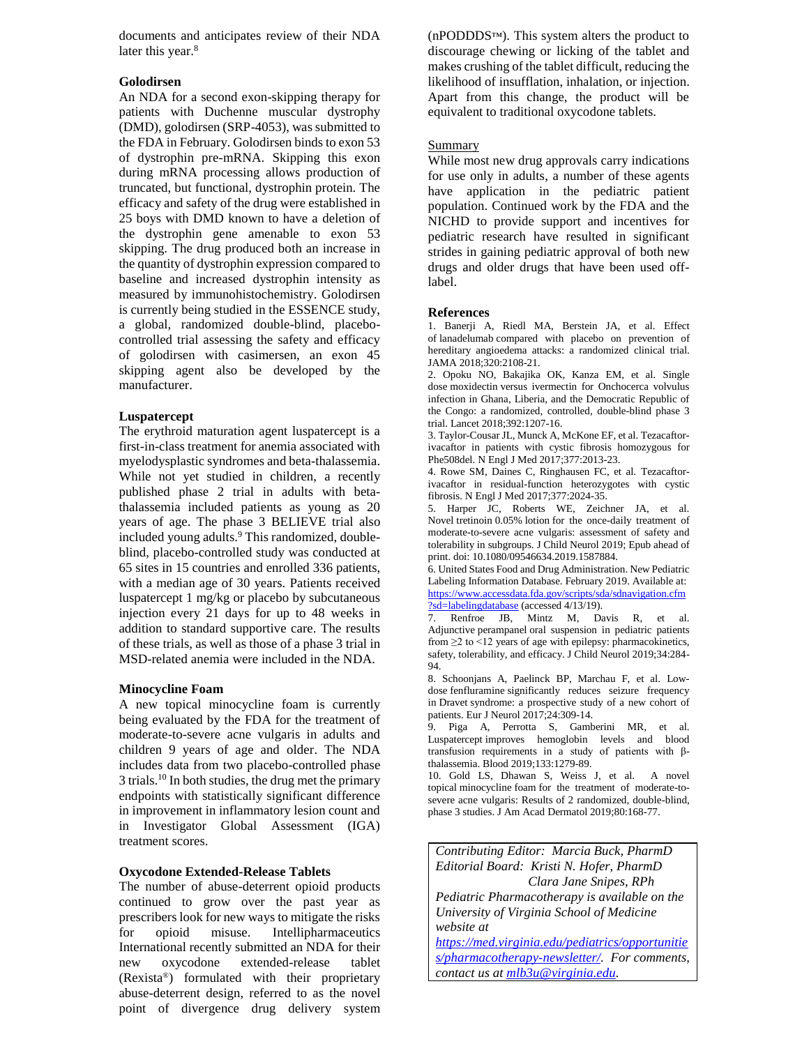documents and anticipates review of their NDA later this year.[8]

### Golodirsen

An NDA for a second exon-skipping therapy for patients with Duchenne muscular dystrophy (DMD), golodirsen (SRP-4053), was submitted to the FDA in February. Golodirsen binds to exon 53 of dystrophin pre-mRNA. Skipping this exon during mRNA processing allows production of truncated, but functional, dystrophin protein. The efficacy and safety of the drug were established in 25 boys with DMD known to have a deletion of the dystrophin gene amenable to exon 53 skipping. The drug produced both an increase in the quantity of dystrophin expression compared to baseline and increased dystrophin intensity as measured by immunohistochemistry. Golodirsen is currently being studied in the ESSENCE study, a global, randomized double-blind, placebo-controlled trial assessing the safety and efficacy of golodirsen with casimersen, an exon 45 skipping agent also be developed by the manufacturer.

### Luspatercept

The erythroid maturation agent luspatercept is a first-in-class treatment for anemia associated with myelodysplastic syndromes and beta-thalassemia. While not yet studied in children, a recently published phase 2 trial in adults with beta-thalassemia included patients as young as 20 years of age. The phase 3 BELIEVE trial also included young adults.[9] This randomized, double-blind, placebo-controlled study was conducted at 65 sites in 15 countries and enrolled 336 patients, with a median age of 30 years. Patients received luspatercept 1 mg/kg or placebo by subcutaneous injection every 21 days for up to 48 weeks in addition to standard supportive care. The results of these trials, as well as those of a phase 3 trial in MSD-related anemia were included in the NDA.

### Minocycline Foam

A new topical minocycline foam is currently being evaluated by the FDA for the treatment of moderate-to-severe acne vulgaris in adults and children 9 years of age and older. The NDA includes data from two placebo-controlled phase 3 trials.[10] In both studies, the drug met the primary endpoints with statistically significant difference in improvement in inflammatory lesion count and in Investigator Global Assessment (IGA) treatment scores.

### Oxycodone Extended-Release Tablets

The number of abuse-deterrent opioid products continued to grow over the past year as prescribers look for new ways to mitigate the risks for opioid misuse. Intellipharmaceutics International recently submitted an NDA for their new oxycodone extended-release tablet (Rexista®) formulated with their proprietary abuse-deterrent design, referred to as the novel point of divergence drug delivery system (nPODDDS™). This system alters the product to discourage chewing or licking of the tablet and makes crushing of the tablet difficult, reducing the likelihood of insufflation, inhalation, or injection. Apart from this change, the product will be equivalent to traditional oxycodone tablets.

## Summary

While most new drug approvals carry indications for use only in adults, a number of these agents have application in the pediatric patient population. Continued work by the FDA and the NICHD to provide support and incentives for pediatric research have resulted in significant strides in gaining pediatric approval of both new drugs and older drugs that have been used off-label.

### References

1. Banerji A, Riedl MA, Berstein JA, et al. Effect of lanadelumab compared with placebo on prevention of hereditary angioedema attacks: a randomized clinical trial. JAMA 2018;320:2108-21.
2. Opoku NO, Bakajika OK, Kanza EM, et al. Single dose moxidectin versus ivermectin for Onchocerca volvulus infection in Ghana, Liberia, and the Democratic Republic of the Congo: a randomized, controlled, double-blind phase 3 trial. Lancet 2018;392:1207-16.
3. Taylor-Cousar JL, Munck A, McKone EF, et al. Tezacaftor-ivacaftor in patients with cystic fibrosis homozygous for Phe508del. N Engl J Med 2017;377:2013-23.
4. Rowe SM, Daines C, Ringhausen FC, et al. Tezacaftor-ivacaftor in residual-function heterozygotes with cystic fibrosis. N Engl J Med 2017;377:2024-35.
5. Harper JC, Roberts WE, Zeichner JA, et al. Novel tretinoin 0.05% lotion for the once-daily treatment of moderate-to-severe acne vulgaris: assessment of safety and tolerability in subgroups. J Child Neurol 2019; Epub ahead of print. doi: 10.1080/09546634.2019.1587884.
6. United States Food and Drug Administration. New Pediatric Labeling Information Database. February 2019. Available at: https://www.accessdata.fda.gov/scripts/sda/sdnavigation.cfm?sd=labelingdatabase (accessed 4/13/19).
7. Renfroe JB, Mintz M, Davis R, et al. Adjunctive perampanel oral suspension in pediatric patients from ≥2 to <12 years of age with epilepsy: pharmacokinetics, safety, tolerability, and efficacy. J Child Neurol 2019;34:284-94.
8. Schoonjans A, Paelinck BP, Marchau F, et al. Low-dose fenfluramine significantly reduces seizure frequency in Dravet syndrome: a prospective study of a new cohort of patients. Eur J Neurol 2017;24:309-14.
9. Piga A, Perrotta S, Gamberini MR, et al. Luspatercept improves hemoglobin levels and blood transfusion requirements in a study of patients with β-thalassemia. Blood 2019;133:1279-89.
10. Gold LS, Dhawan S, Weiss J, et al. A novel topical minocycline foam for the treatment of moderate-to-severe acne vulgaris: Results of 2 randomized, double-blind, phase 3 studies. J Am Acad Dermatol 2019;80:168-77.

*Contributing Editor: Marcia Buck, PharmD*
*Editorial Board: Kristi N. Hofer, PharmD*
*Clara Jane Snipes, RPh*
*Pediatric Pharmacotherapy is available on the University of Virginia School of Medicine website at https://med.virginia.edu/pediatrics/opportunities/pharmacotherapy-newsletter/. For comments, contact us at mlb3u@virginia.edu.*